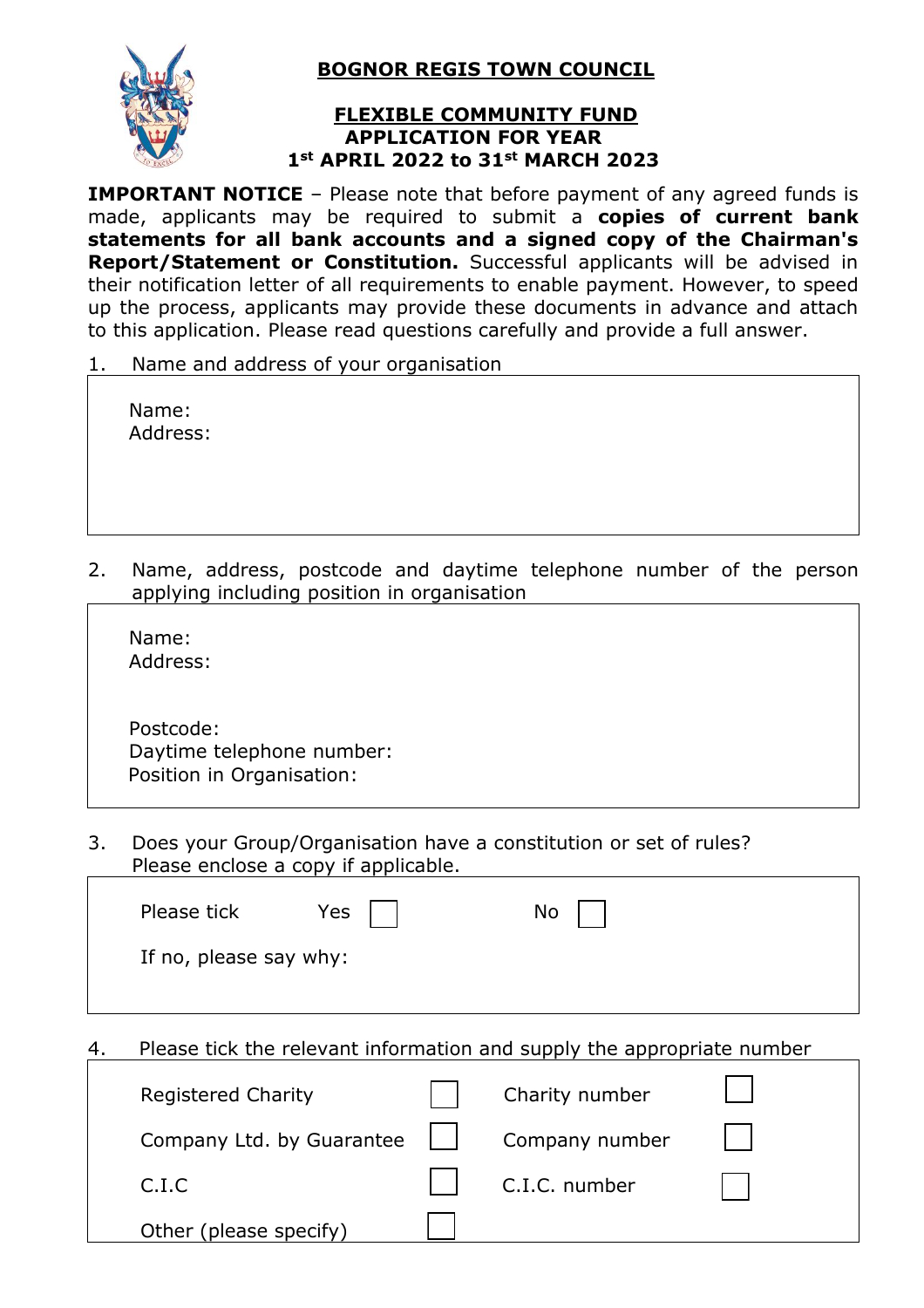# BOGNOR REGIS TOWN COUNCIL

## FLEXIBLE COMMUNITY FUND
## APPLICATION FOR YEAR
## 1st APRIL 2022 to 31st MARCH 2023

**IMPORTANT NOTICE** – Please note that before payment of any agreed funds is made, applicants may be required to submit a **copies of current bank statements for all bank accounts and a signed copy of the Chairman's Report/Statement or Constitution.** Successful applicants will be advised in their notification letter of all requirements to enable payment. However, to speed up the process, applicants may provide these documents in advance and attach to this application. Please read questions carefully and provide a full answer.

1. Name and address of your organisation

Name:
Address:

2. Name, address, postcode and daytime telephone number of the person applying including position in organisation

Name:
Address:

Postcode:
Daytime telephone number:
Position in Organisation:

3. Does your Group/Organisation have a constitution or set of rules? Please enclose a copy if applicable.

Please tick Yes ☐ No ☐

If no, please say why:

4. Please tick the relevant information and supply the appropriate number

| | | | |
|---|---|---|---|
| Registered Charity | ☐ | Charity number | ☐ |
| Company Ltd. by Guarantee | ☐ | Company number | ☐ |
| C.I.C | ☐ | C.I.C. number | ☐ |
| Other (please specify) | ☐ | | |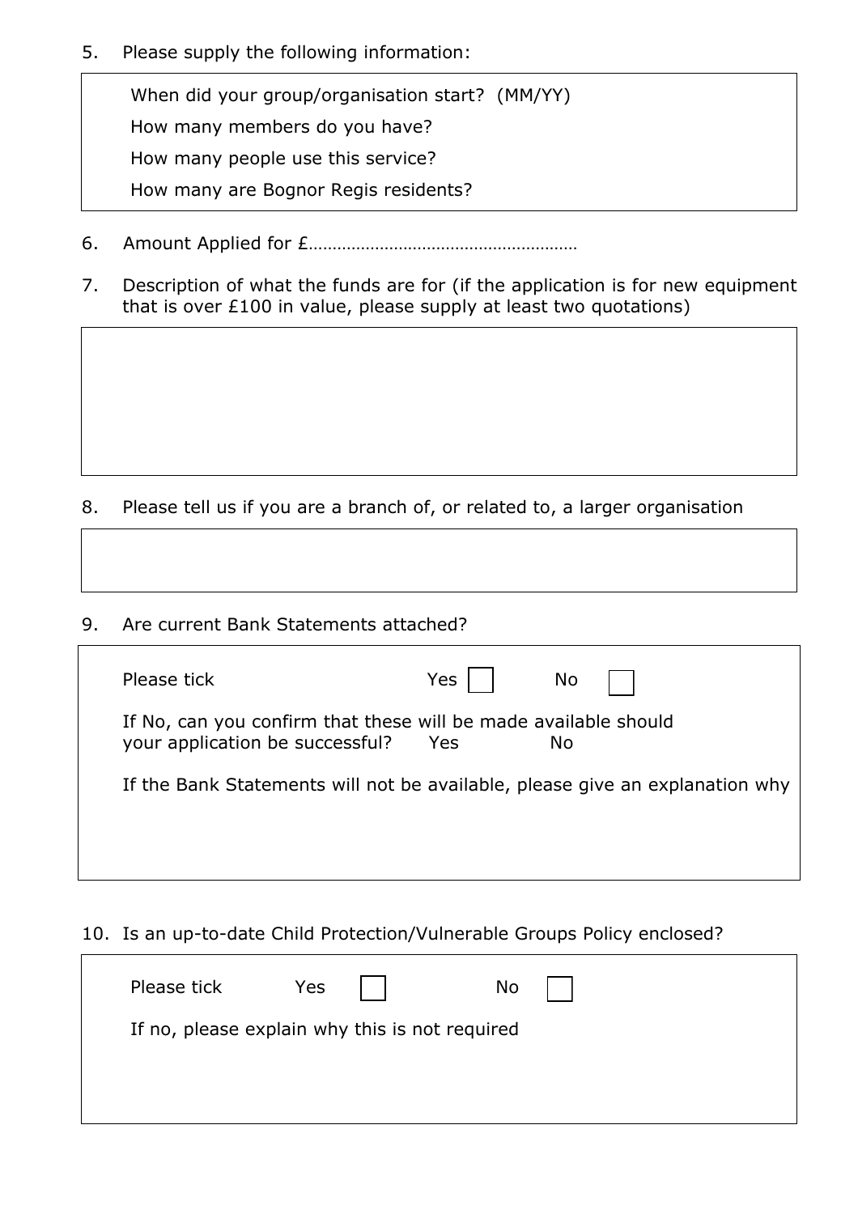5. Please supply the following information:

When did your group/organisation start? (MM/YY)

How many members do you have?

How many people use this service?

How many are Bognor Regis residents?

6. Amount Applied for £………………………………………………

7. Description of what the funds are for (if the application is for new equipment that is over £100 in value, please supply at least two quotations)

8. Please tell us if you are a branch of, or related to, a larger organisation

9. Are current Bank Statements attached?

Please tick Yes ☐ No ☐

If No, can you confirm that these will be made available should your application be successful? Yes No

If the Bank Statements will not be available, please give an explanation why

10. Is an up-to-date Child Protection/Vulnerable Groups Policy enclosed?

Please tick Yes ☐ No ☐

If no, please explain why this is not required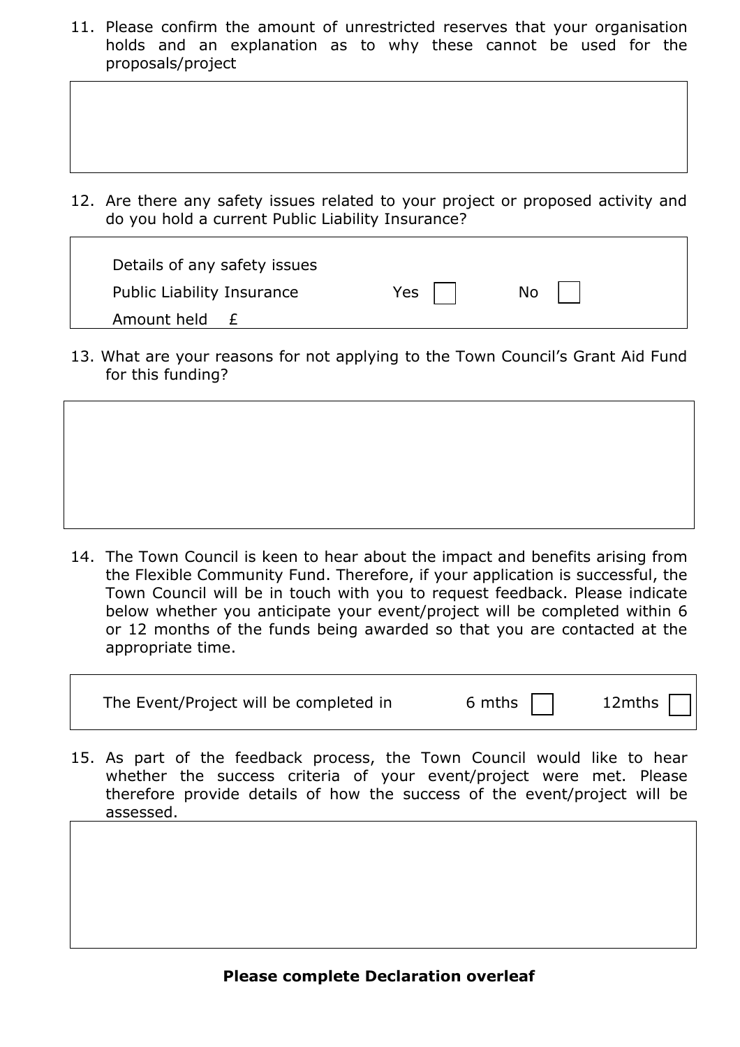11. Please confirm the amount of unrestricted reserves that your organisation holds and an explanation as to why these cannot be used for the proposals/project

12. Are there any safety issues related to your project or proposed activity and do you hold a current Public Liability Insurance?

Details of any safety issues

Public Liability Insurance Yes ☐ No ☐

Amount held £

13. What are your reasons for not applying to the Town Council's Grant Aid Fund for this funding?

14. The Town Council is keen to hear about the impact and benefits arising from the Flexible Community Fund. Therefore, if your application is successful, the Town Council will be in touch with you to request feedback. Please indicate below whether you anticipate your event/project will be completed within 6 or 12 months of the funds being awarded so that you are contacted at the appropriate time.

The Event/Project will be completed in 6 mths ☐ 12mths ☐

15. As part of the feedback process, the Town Council would like to hear whether the success criteria of your event/project were met. Please therefore provide details of how the success of the event/project will be assessed.

**Please complete Declaration overleaf**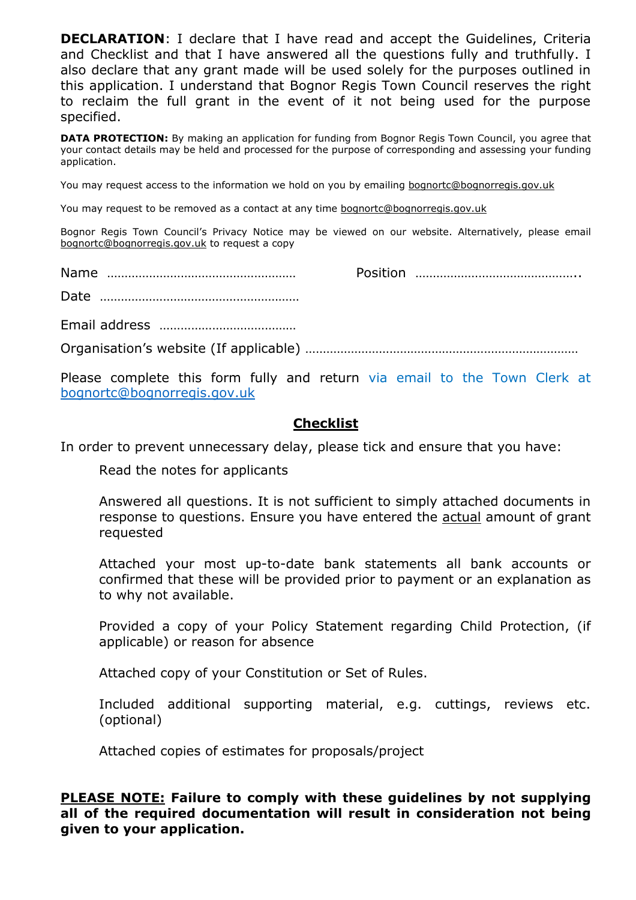**DECLARATION**: I declare that I have read and accept the Guidelines, Criteria and Checklist and that I have answered all the questions fully and truthfully. I also declare that any grant made will be used solely for the purposes outlined in this application. I understand that Bognor Regis Town Council reserves the right to reclaim the full grant in the event of it not being used for the purpose specified.

**DATA PROTECTION:** By making an application for funding from Bognor Regis Town Council, you agree that your contact details may be held and processed for the purpose of corresponding and assessing your funding application.

You may request access to the information we hold on you by emailing bognortc@bognorregis.gov.uk

You may request to be removed as a contact at any time bognortc@bognorregis.gov.uk

Bognor Regis Town Council's Privacy Notice may be viewed on our website. Alternatively, please email bognortc@bognorregis.gov.uk to request a copy

Name ……………………………………………… Position ………………………………………..

Date …………………………………………………

Email address …………………………………

Organisation's website (If applicable) ……………………………………………………………………

Please complete this form fully and return via email to the Town Clerk at bognortc@bognorregis.gov.uk

## <u>Checklist</u>

In order to prevent unnecessary delay, please tick and ensure that you have:

- Read the notes for applicants
- Answered all questions. It is not sufficient to simply attached documents in response to questions. Ensure you have entered the <u>actual</u> amount of grant requested
- Attached your most up-to-date bank statements all bank accounts or confirmed that these will be provided prior to payment or an explanation as to why not available.
- Provided a copy of your Policy Statement regarding Child Protection, (if applicable) or reason for absence
- Attached copy of your Constitution or Set of Rules.
- Included additional supporting material, e.g. cuttings, reviews etc. (optional)
- Attached copies of estimates for proposals/project

**<u>PLEASE NOTE:</u> Failure to comply with these guidelines by not supplying all of the required documentation will result in consideration not being given to your application.**